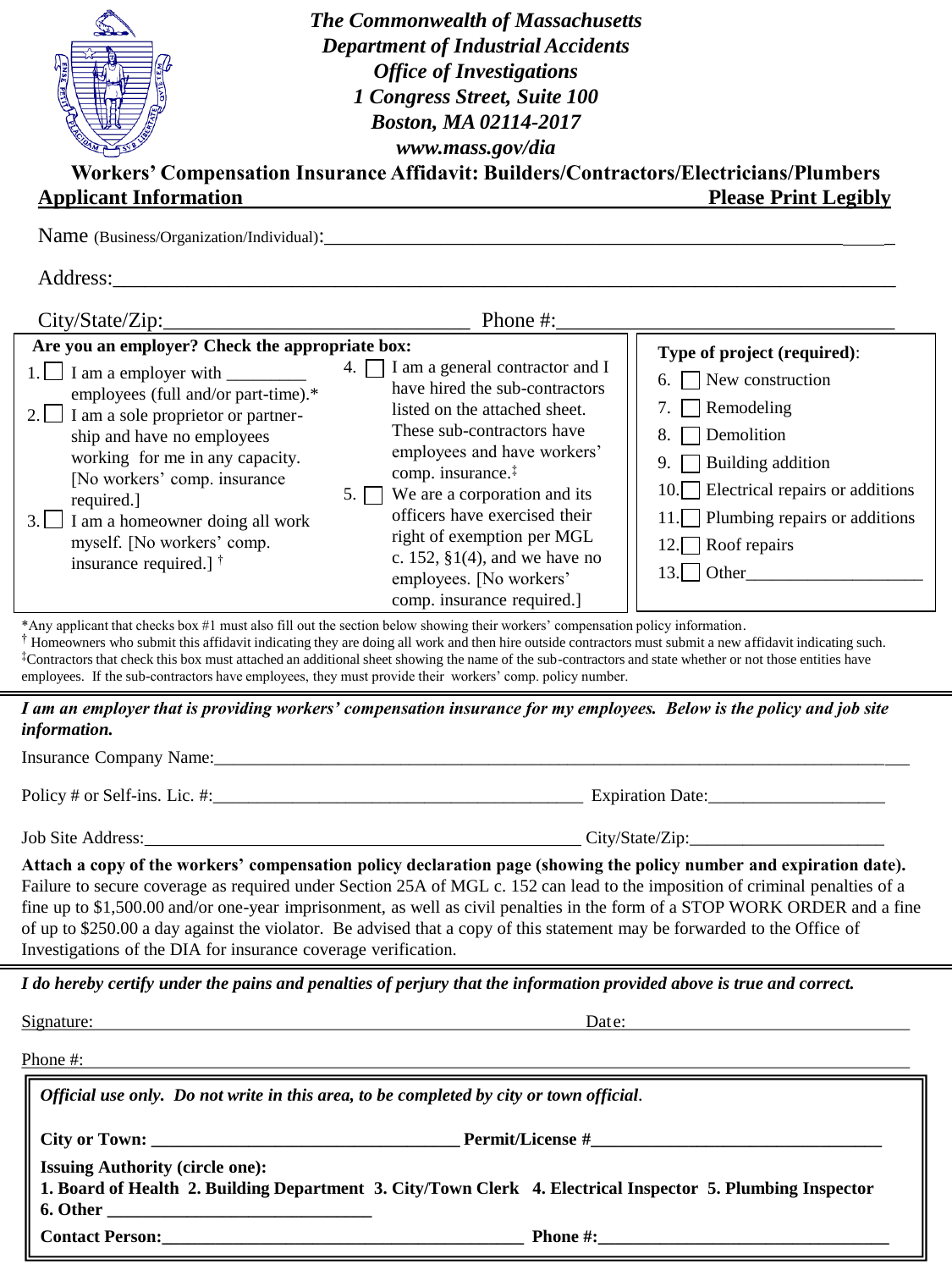**The Commonwealth of Massachusetts**
**Department of Industrial Accidents**
**Office of Investigations**
**1 Congress Street, Suite 100**
**Boston, MA 02114-2017**
**www.mass.gov/dia**

# Workers' Compensation Insurance Affidavit: Builders/Contractors/Electricians/Plumbers

## Applicant Information — Please Print Legibly

Name (Business/Organization/Individual):_______________________________________________

Address:_______________________________________________

City/State/Zip:_______________________ Phone #:_______________________

**Are you an employer? Check the appropriate box:**

1. ☐ I am a employer with _________ employees (full and/or part-time).*
2. ☐ I am a sole proprietor or partner-ship and have no employees working for me in any capacity. [No workers' comp. insurance required.]
3. ☐ I am a homeowner doing all work myself. [No workers' comp. insurance required.] †
4. ☐ I am a general contractor and I have hired the sub-contractors listed on the attached sheet. These sub-contractors have employees and have workers' comp. insurance.‡
5. ☐ We are a corporation and its officers have exercised their right of exemption per MGL c. 152, §1(4), and we have no employees. [No workers' comp. insurance required.]

**Type of project (required):**

6. ☐ New construction
7. ☐ Remodeling
8. ☐ Demolition
9. ☐ Building addition
10. ☐ Electrical repairs or additions
11. ☐ Plumbing repairs or additions
12. ☐ Roof repairs
13. ☐ Other___________________

*Any applicant that checks box #1 must also fill out the section below showing their workers' compensation policy information.
† Homeowners who submit this affidavit indicating they are doing all work and then hire outside contractors must submit a new affidavit indicating such.
‡Contractors that check this box must attached an additional sheet showing the name of the sub-contractors and state whether or not those entities have employees. If the sub-contractors have employees, they must provide their workers' comp. policy number.

***I am an employer that is providing workers' compensation insurance for my employees. Below is the policy and job site information.***

Insurance Company Name:_______________________________________________

Policy # or Self-ins. Lic. #:_______________________ Expiration Date:_______________________

Job Site Address:_______________________ City/State/Zip:_______________________

**Attach a copy of the workers' compensation policy declaration page (showing the policy number and expiration date).** Failure to secure coverage as required under Section 25A of MGL c. 152 can lead to the imposition of criminal penalties of a fine up to $1,500.00 and/or one-year imprisonment, as well as civil penalties in the form of a STOP WORK ORDER and a fine of up to $250.00 a day against the violator. Be advised that a copy of this statement may be forwarded to the Office of Investigations of the DIA for insurance coverage verification.

***I do hereby certify under the pains and penalties of perjury that the information provided above is true and correct.***

Signature:_______________________ Date:_______________________

Phone #:_______________________

***Official use only. Do not write in this area, to be completed by city or town official.***

**City or Town:** _______________________ **Permit/License #**_______________________

**Issuing Authority (circle one):**
**1. Board of Health 2. Building Department 3. City/Town Clerk 4. Electrical Inspector 5. Plumbing Inspector 6. Other** _______________________

**Contact Person:**_______________________ **Phone #:**_______________________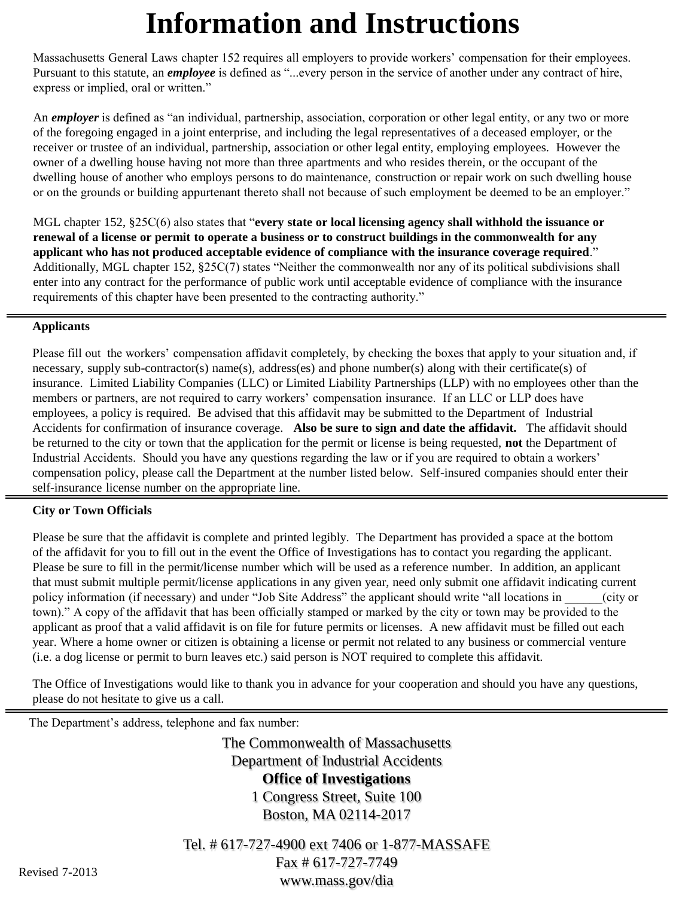# Information and Instructions

Massachusetts General Laws chapter 152 requires all employers to provide workers' compensation for their employees. Pursuant to this statute, an ***employee*** is defined as "...every person in the service of another under any contract of hire, express or implied, oral or written."

An ***employer*** is defined as "an individual, partnership, association, corporation or other legal entity, or any two or more of the foregoing engaged in a joint enterprise, and including the legal representatives of a deceased employer, or the receiver or trustee of an individual, partnership, association or other legal entity, employing employees. However the owner of a dwelling house having not more than three apartments and who resides therein, or the occupant of the dwelling house of another who employs persons to do maintenance, construction or repair work on such dwelling house or on the grounds or building appurtenant thereto shall not because of such employment be deemed to be an employer."

MGL chapter 152, §25C(6) also states that "**every state or local licensing agency shall withhold the issuance or renewal of a license or permit to operate a business or to construct buildings in the commonwealth for any applicant who has not produced acceptable evidence of compliance with the insurance coverage required**." Additionally, MGL chapter 152, §25C(7) states "Neither the commonwealth nor any of its political subdivisions shall enter into any contract for the performance of public work until acceptable evidence of compliance with the insurance requirements of this chapter have been presented to the contracting authority."

**Applicants**

Please fill out the workers' compensation affidavit completely, by checking the boxes that apply to your situation and, if necessary, supply sub-contractor(s) name(s), address(es) and phone number(s) along with their certificate(s) of insurance. Limited Liability Companies (LLC) or Limited Liability Partnerships (LLP) with no employees other than the members or partners, are not required to carry workers' compensation insurance. If an LLC or LLP does have employees, a policy is required. Be advised that this affidavit may be submitted to the Department of Industrial Accidents for confirmation of insurance coverage. **Also be sure to sign and date the affidavit.** The affidavit should be returned to the city or town that the application for the permit or license is being requested, **not** the Department of Industrial Accidents. Should you have any questions regarding the law or if you are required to obtain a workers' compensation policy, please call the Department at the number listed below. Self-insured companies should enter their self-insurance license number on the appropriate line.

**City or Town Officials**

Please be sure that the affidavit is complete and printed legibly. The Department has provided a space at the bottom of the affidavit for you to fill out in the event the Office of Investigations has to contact you regarding the applicant. Please be sure to fill in the permit/license number which will be used as a reference number. In addition, an applicant that must submit multiple permit/license applications in any given year, need only submit one affidavit indicating current policy information (if necessary) and under "Job Site Address" the applicant should write "all locations in ______(city or town)." A copy of the affidavit that has been officially stamped or marked by the city or town may be provided to the applicant as proof that a valid affidavit is on file for future permits or licenses. A new affidavit must be filled out each year. Where a home owner or citizen is obtaining a license or permit not related to any business or commercial venture (i.e. a dog license or permit to burn leaves etc.) said person is NOT required to complete this affidavit.

The Office of Investigations would like to thank you in advance for your cooperation and should you have any questions, please do not hesitate to give us a call.

The Department's address, telephone and fax number:

The Commonwealth of Massachusetts
Department of Industrial Accidents
**Office of Investigations**
1 Congress Street, Suite 100
Boston, MA 02114-2017

Tel. # 617-727-4900 ext 7406 or 1-877-MASSAFE
Fax # 617-727-7749
www.mass.gov/dia

Revised 7-2013